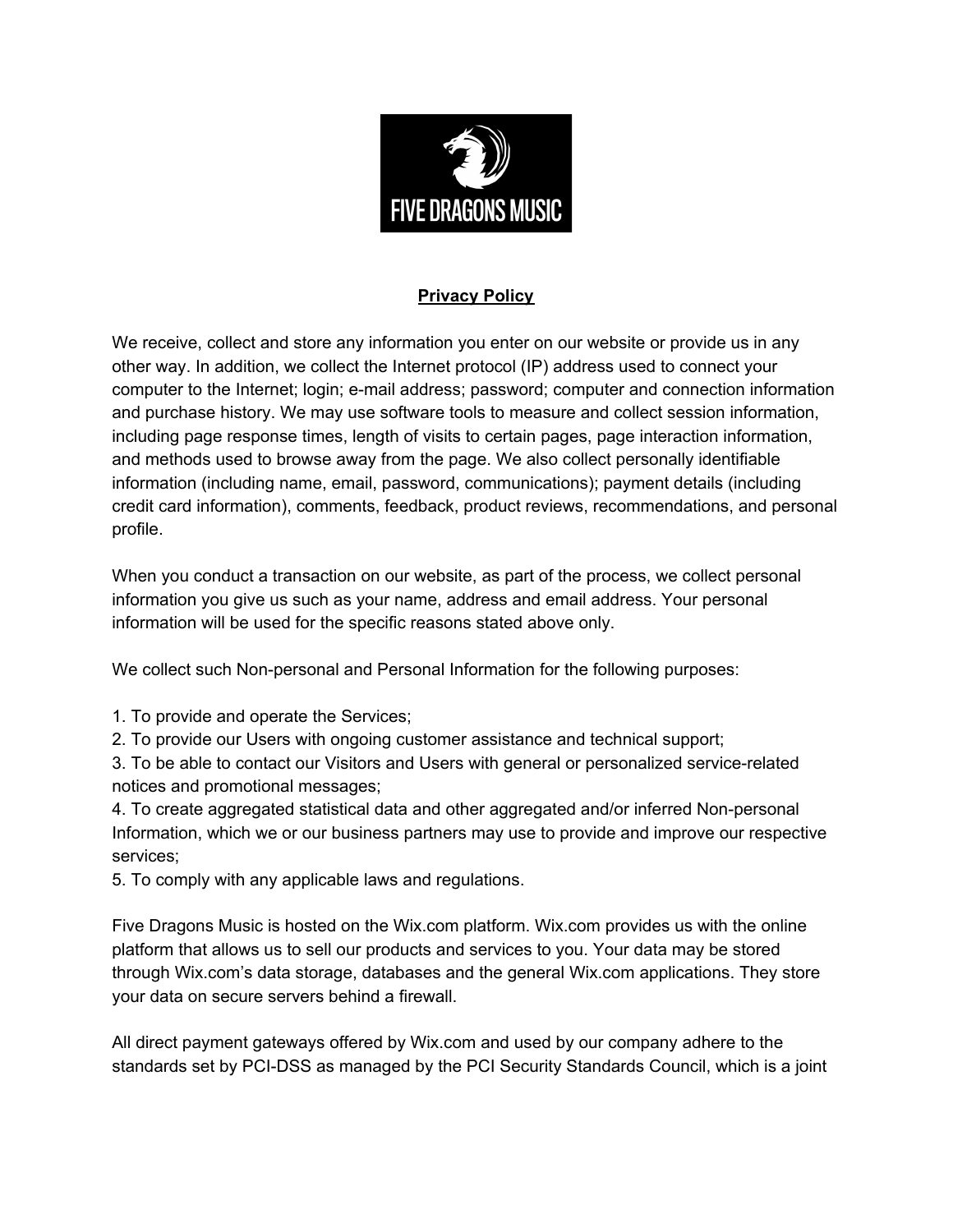**Privacy Policy**

We receive, collect and store any information you enter on our website or provide us in any other way. In addition, we collect the Internet protocol (IP) address used to connect your computer to the Internet; login; e-mail address; password; computer and connection information and purchase history. We may use software tools to measure and collect session information, including page response times, length of visits to certain pages, page interaction information, and methods used to browse away from the page. We also collect personally identifiable information (including name, email, password, communications); payment details (including credit card information), comments, feedback, product reviews, recommendations, and personal profile.

When you conduct a transaction on our website, as part of the process, we collect personal information you give us such as your name, address and email address. Your personal information will be used for the specific reasons stated above only.

We collect such Non-personal and Personal Information for the following purposes:

1. To provide and operate the Services;
2. To provide our Users with ongoing customer assistance and technical support;
3. To be able to contact our Visitors and Users with general or personalized service-related notices and promotional messages;
4. To create aggregated statistical data and other aggregated and/or inferred Non-personal Information, which we or our business partners may use to provide and improve our respective services;
5. To comply with any applicable laws and regulations.

Five Dragons Music is hosted on the Wix.com platform. Wix.com provides us with the online platform that allows us to sell our products and services to you. Your data may be stored through Wix.com's data storage, databases and the general Wix.com applications. They store your data on secure servers behind a firewall.

All direct payment gateways offered by Wix.com and used by our company adhere to the standards set by PCI-DSS as managed by the PCI Security Standards Council, which is a joint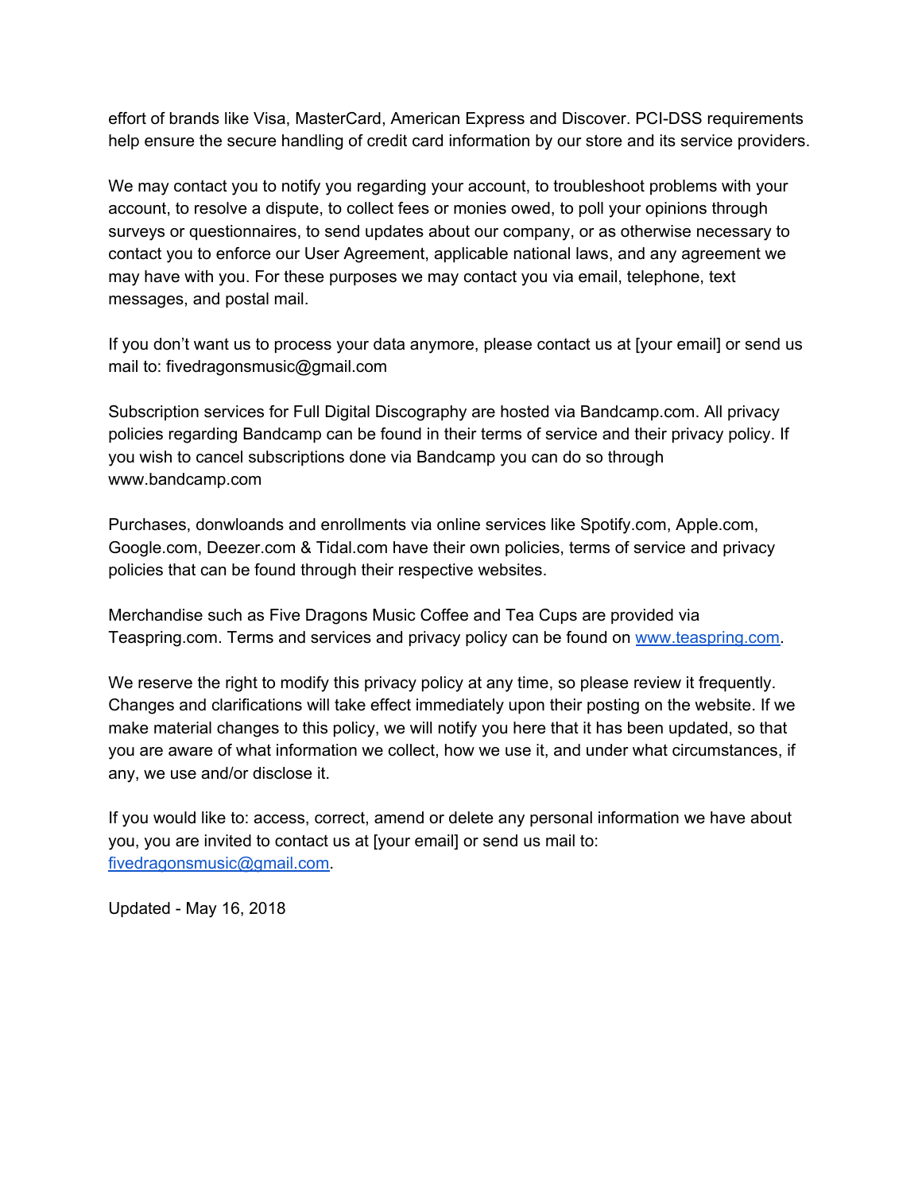effort of brands like Visa, MasterCard, American Express and Discover. PCI-DSS requirements help ensure the secure handling of credit card information by our store and its service providers.

We may contact you to notify you regarding your account, to troubleshoot problems with your account, to resolve a dispute, to collect fees or monies owed, to poll your opinions through surveys or questionnaires, to send updates about our company, or as otherwise necessary to contact you to enforce our User Agreement, applicable national laws, and any agreement we may have with you. For these purposes we may contact you via email, telephone, text messages, and postal mail.

If you don't want us to process your data anymore, please contact us at [your email] or send us mail to: fivedragonsmusic@gmail.com

Subscription services for Full Digital Discography are hosted via Bandcamp.com. All privacy policies regarding Bandcamp can be found in their terms of service and their privacy policy. If you wish to cancel subscriptions done via Bandcamp you can do so through www.bandcamp.com

Purchases, donwloands and enrollments via online services like Spotify.com, Apple.com, Google.com, Deezer.com & Tidal.com have their own policies, terms of service and privacy policies that can be found through their respective websites.

Merchandise such as Five Dragons Music Coffee and Tea Cups are provided via Teaspring.com. Terms and services and privacy policy can be found on [www.teaspring.com](http://www.teaspring.com).

We reserve the right to modify this privacy policy at any time, so please review it frequently. Changes and clarifications will take effect immediately upon their posting on the website. If we make material changes to this policy, we will notify you here that it has been updated, so that you are aware of what information we collect, how we use it, and under what circumstances, if any, we use and/or disclose it.

If you would like to: access, correct, amend or delete any personal information we have about you, you are invited to contact us at [your email] or send us mail to: [fivedragonsmusic@gmail.com](mailto:fivedragonsmusic@gmail.com).

Updated - May 16, 2018